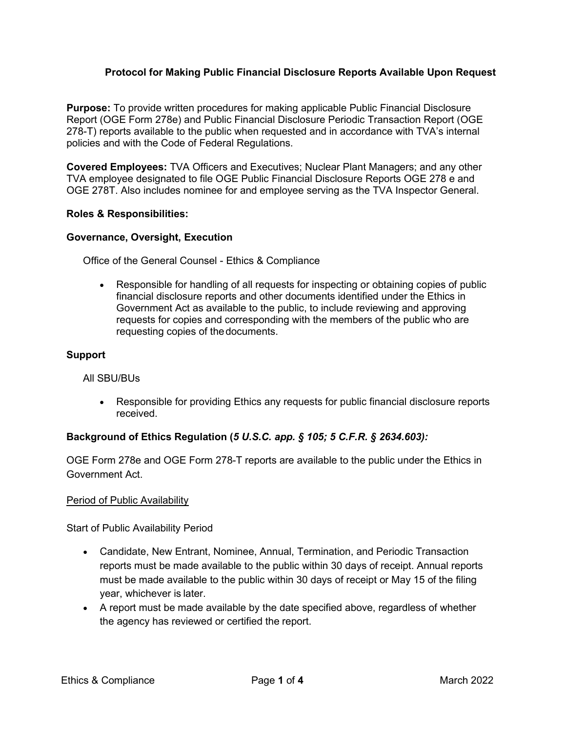# Protocol for Making Public Financial Disclosure Reports Available Upon Request

**Purpose:** To provide written procedures for making applicable Public Financial Disclosure Report (OGE Form 278e) and Public Financial Disclosure Periodic Transaction Report (OGE 278-T) reports available to the public when requested and in accordance with TVA's internal policies and with the Code of Federal Regulations.

**Covered Employees:** TVA Officers and Executives; Nuclear Plant Managers; and any other TVA employee designated to file OGE Public Financial Disclosure Reports OGE 278 e and OGE 278T. Also includes nominee for and employee serving as the TVA Inspector General.

**Roles & Responsibilities:**

**Governance, Oversight, Execution**

Office of the General Counsel - Ethics & Compliance

- Responsible for handling of all requests for inspecting or obtaining copies of public financial disclosure reports and other documents identified under the Ethics in Government Act as available to the public, to include reviewing and approving requests for copies and corresponding with the members of the public who are requesting copies of the documents.

**Support**

All SBU/BUs

- Responsible for providing Ethics any requests for public financial disclosure reports received.

**Background of Ethics Regulation (*5 U.S.C. app. § 105; 5 C.F.R. § 2634.603*):**

OGE Form 278e and OGE Form 278-T reports are available to the public under the Ethics in Government Act.

<u>Period of Public Availability</u>

Start of Public Availability Period

- Candidate, New Entrant, Nominee, Annual, Termination, and Periodic Transaction reports must be made available to the public within 30 days of receipt. Annual reports must be made available to the public within 30 days of receipt or May 15 of the filing year, whichever is later.
- A report must be made available by the date specified above, regardless of whether the agency has reviewed or certified the report.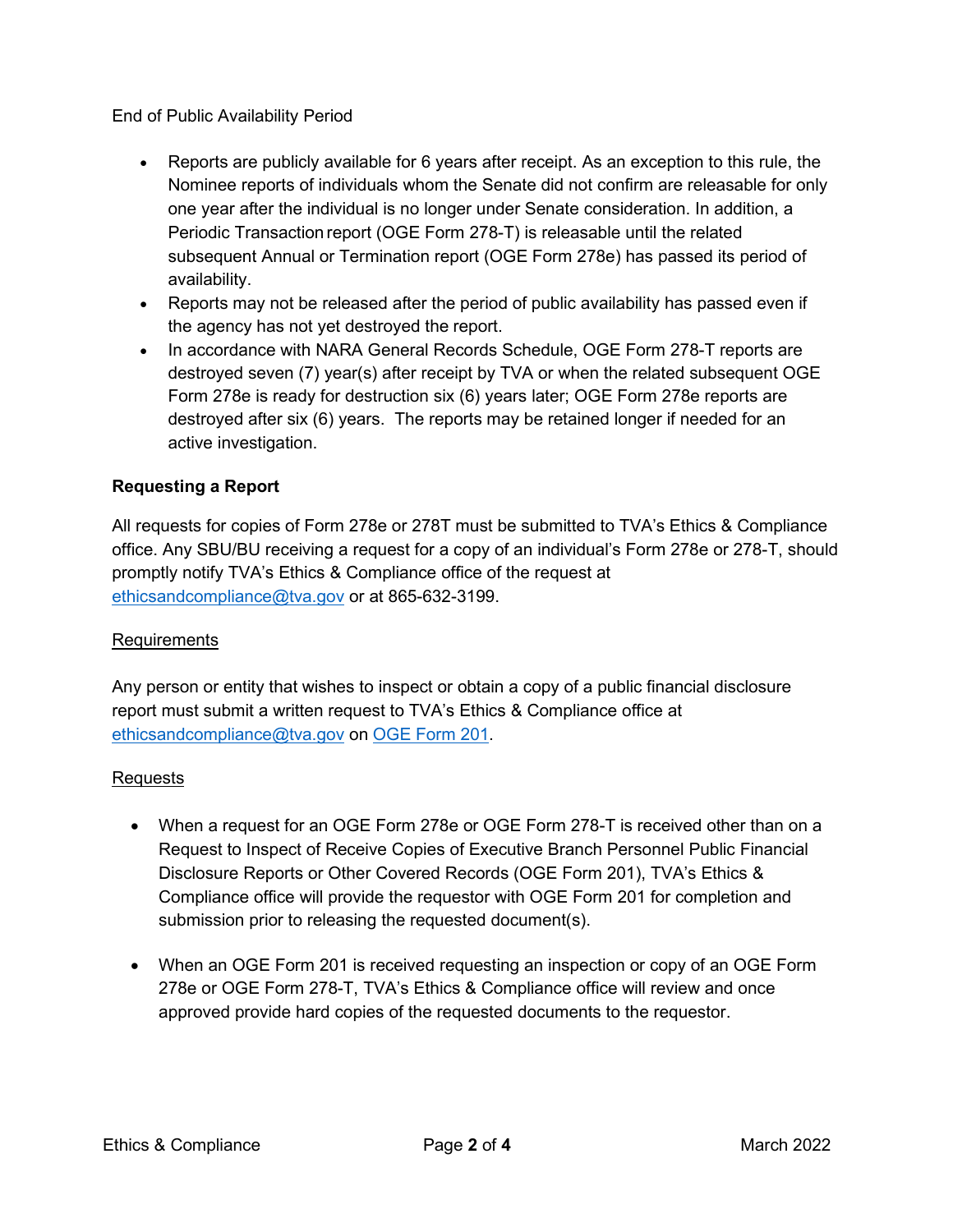End of Public Availability Period

- Reports are publicly available for 6 years after receipt. As an exception to this rule, the Nominee reports of individuals whom the Senate did not confirm are releasable for only one year after the individual is no longer under Senate consideration. In addition, a Periodic Transaction report (OGE Form 278-T) is releasable until the related subsequent Annual or Termination report (OGE Form 278e) has passed its period of availability.
- Reports may not be released after the period of public availability has passed even if the agency has not yet destroyed the report.
- In accordance with NARA General Records Schedule, OGE Form 278-T reports are destroyed seven (7) year(s) after receipt by TVA or when the related subsequent OGE Form 278e is ready for destruction six (6) years later; OGE Form 278e reports are destroyed after six (6) years. The reports may be retained longer if needed for an active investigation.

**Requesting a Report**

All requests for copies of Form 278e or 278T must be submitted to TVA's Ethics & Compliance office. Any SBU/BU receiving a request for a copy of an individual's Form 278e or 278-T, should promptly notify TVA's Ethics & Compliance office of the request at ethicsandcompliance@tva.gov or at 865-632-3199.

Requirements

Any person or entity that wishes to inspect or obtain a copy of a public financial disclosure report must submit a written request to TVA's Ethics & Compliance office at ethicsandcompliance@tva.gov on OGE Form 201.

Requests

- When a request for an OGE Form 278e or OGE Form 278-T is received other than on a Request to Inspect of Receive Copies of Executive Branch Personnel Public Financial Disclosure Reports or Other Covered Records (OGE Form 201), TVA's Ethics & Compliance office will provide the requestor with OGE Form 201 for completion and submission prior to releasing the requested document(s).

- When an OGE Form 201 is received requesting an inspection or copy of an OGE Form 278e or OGE Form 278-T, TVA's Ethics & Compliance office will review and once approved provide hard copies of the requested documents to the requestor.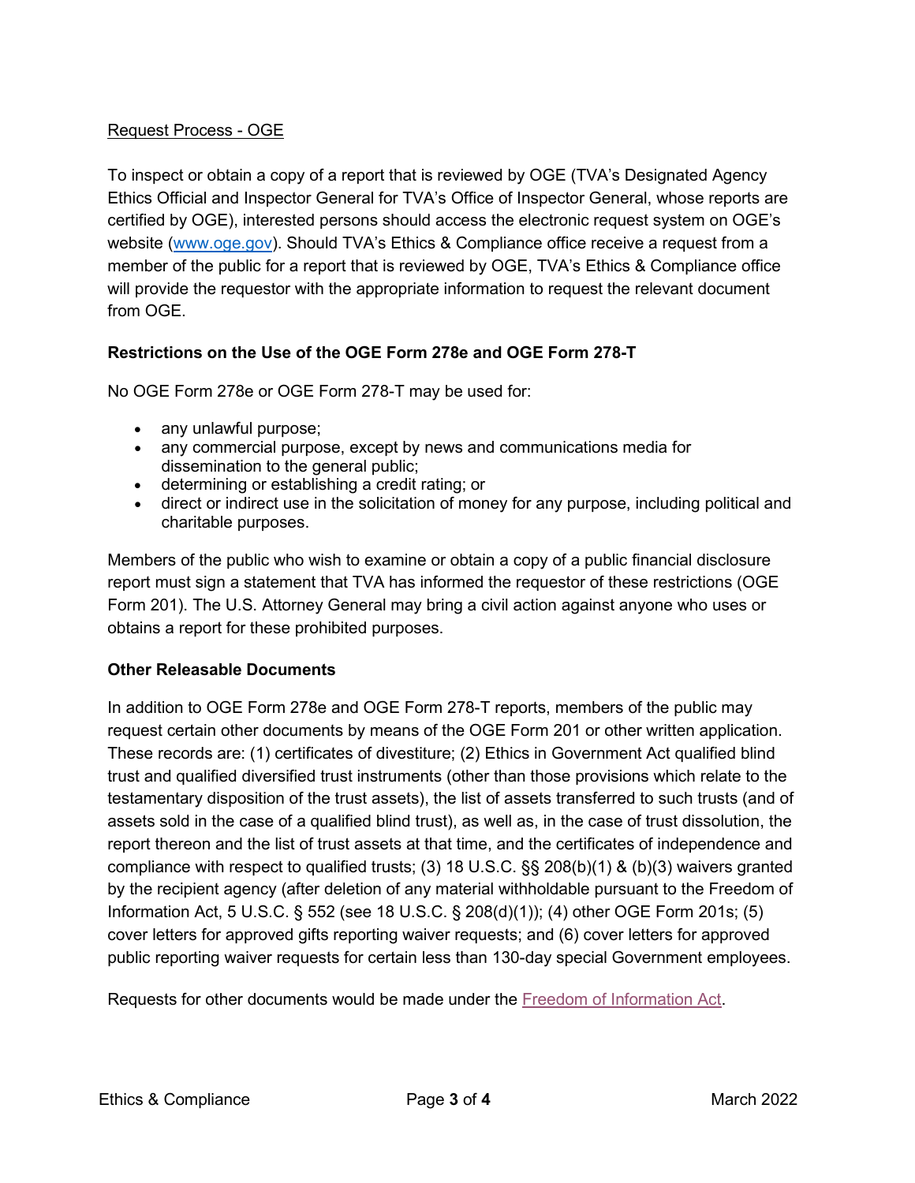Request Process - OGE

To inspect or obtain a copy of a report that is reviewed by OGE (TVA's Designated Agency Ethics Official and Inspector General for TVA's Office of Inspector General, whose reports are certified by OGE), interested persons should access the electronic request system on OGE's website ([www.oge.gov](www.oge.gov)). Should TVA's Ethics & Compliance office receive a request from a member of the public for a report that is reviewed by OGE, TVA's Ethics & Compliance office will provide the requestor with the appropriate information to request the relevant document from OGE.

**Restrictions on the Use of the OGE Form 278e and OGE Form 278-T**

No OGE Form 278e or OGE Form 278-T may be used for:

- any unlawful purpose;
- any commercial purpose, except by news and communications media for dissemination to the general public;
- determining or establishing a credit rating; or
- direct or indirect use in the solicitation of money for any purpose, including political and charitable purposes.

Members of the public who wish to examine or obtain a copy of a public financial disclosure report must sign a statement that TVA has informed the requestor of these restrictions (OGE Form 201). The U.S. Attorney General may bring a civil action against anyone who uses or obtains a report for these prohibited purposes.

**Other Releasable Documents**

In addition to OGE Form 278e and OGE Form 278-T reports, members of the public may request certain other documents by means of the OGE Form 201 or other written application. These records are: (1) certificates of divestiture; (2) Ethics in Government Act qualified blind trust and qualified diversified trust instruments (other than those provisions which relate to the testamentary disposition of the trust assets), the list of assets transferred to such trusts (and of assets sold in the case of a qualified blind trust), as well as, in the case of trust dissolution, the report thereon and the list of trust assets at that time, and the certificates of independence and compliance with respect to qualified trusts; (3) 18 U.S.C. §§ 208(b)(1) & (b)(3) waivers granted by the recipient agency (after deletion of any material withholdable pursuant to the Freedom of Information Act, 5 U.S.C. § 552 (see 18 U.S.C. § 208(d)(1)); (4) other OGE Form 201s; (5) cover letters for approved gifts reporting waiver requests; and (6) cover letters for approved public reporting waiver requests for certain less than 130-day special Government employees.

Requests for other documents would be made under the Freedom of Information Act.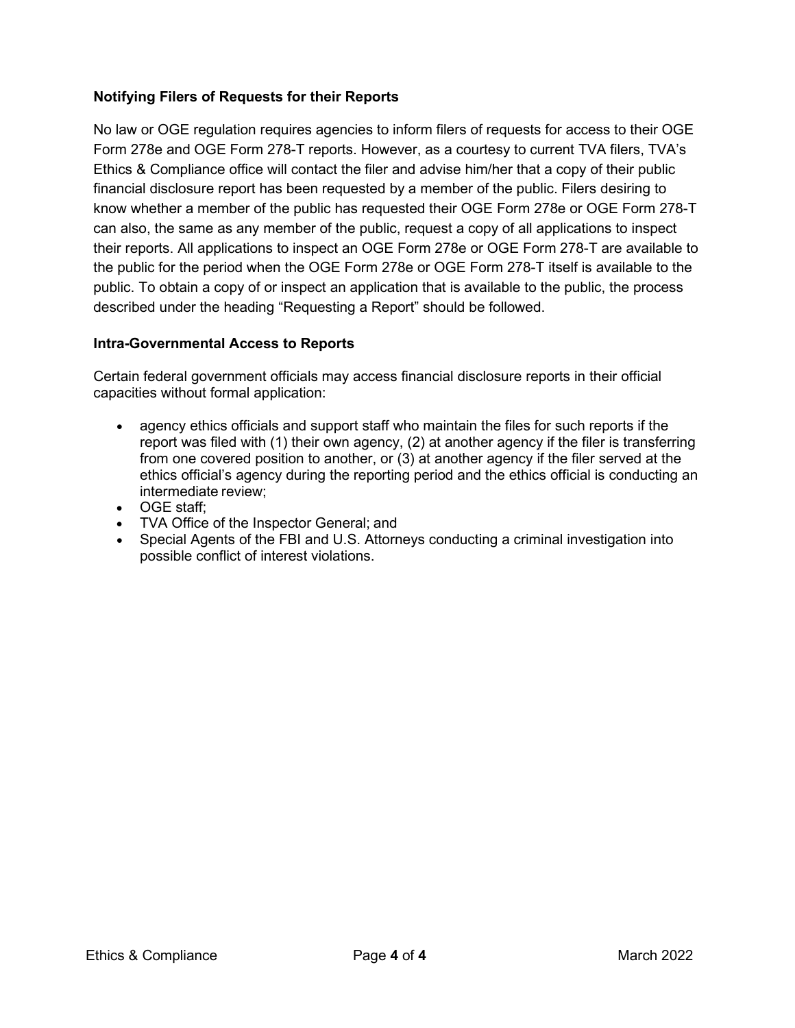### Notifying Filers of Requests for their Reports

No law or OGE regulation requires agencies to inform filers of requests for access to their OGE Form 278e and OGE Form 278-T reports. However, as a courtesy to current TVA filers, TVA's Ethics & Compliance office will contact the filer and advise him/her that a copy of their public financial disclosure report has been requested by a member of the public. Filers desiring to know whether a member of the public has requested their OGE Form 278e or OGE Form 278-T can also, the same as any member of the public, request a copy of all applications to inspect their reports. All applications to inspect an OGE Form 278e or OGE Form 278-T are available to the public for the period when the OGE Form 278e or OGE Form 278-T itself is available to the public. To obtain a copy of or inspect an application that is available to the public, the process described under the heading "Requesting a Report" should be followed.

### Intra-Governmental Access to Reports

Certain federal government officials may access financial disclosure reports in their official capacities without formal application:

- agency ethics officials and support staff who maintain the files for such reports if the report was filed with (1) their own agency, (2) at another agency if the filer is transferring from one covered position to another, or (3) at another agency if the filer served at the ethics official's agency during the reporting period and the ethics official is conducting an intermediate review;
- OGE staff;
- TVA Office of the Inspector General; and
- Special Agents of the FBI and U.S. Attorneys conducting a criminal investigation into possible conflict of interest violations.